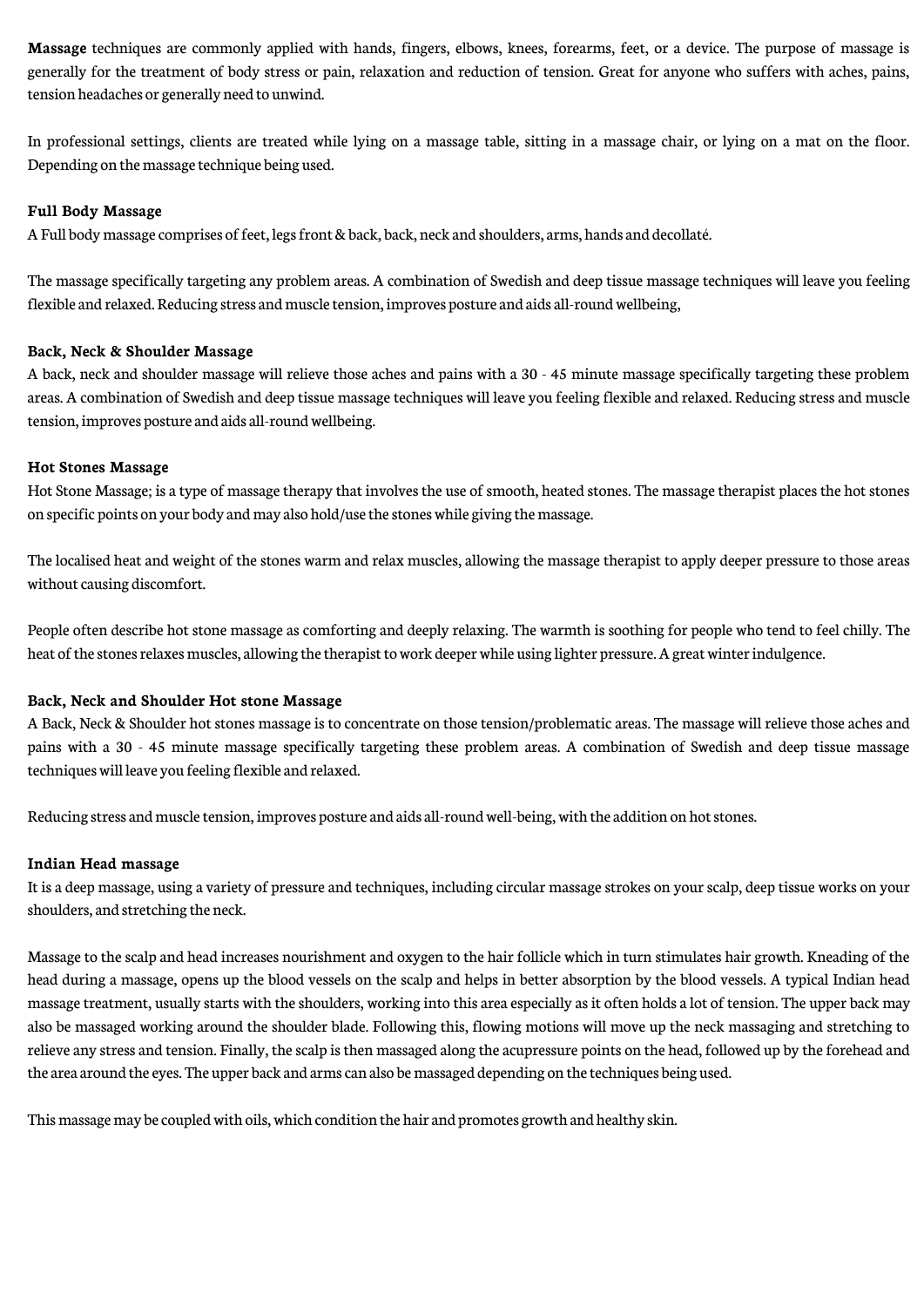**Massage** techniques are commonly applied with hands, fingers, elbows, knees, forearms, feet, or a device. The purpose of massage is generally for the treatment of body stress or pain, relaxation and reduction of tension. Great for anyone who suffers with aches, pains, tension headaches or generally need to unwind.

In professional settings, clients are treated while lying on a massage table, sitting in a massage chair, or lying on a mat on the floor. Depending on the massage technique being used.

**Full Body Massage**

A Full body massage comprises of feet, legs front & back, back, neck and shoulders, arms, hands and decollaté.

The massage specifically targeting any problem areas. A combination of Swedish and deep tissue massage techniques will leave you feeling flexible and relaxed. Reducing stress and muscle tension, improves posture and aids all-round wellbeing,

**Back, Neck & Shoulder Massage**

A back, neck and shoulder massage will relieve those aches and pains with a 30 - 45 minute massage specifically targeting these problem areas. A combination of Swedish and deep tissue massage techniques will leave you feeling flexible and relaxed. Reducing stress and muscle tension, improves posture and aids all-round wellbeing.

**Hot Stones Massage**

Hot Stone Massage; is a type of massage therapy that involves the use of smooth, heated stones. The massage therapist places the hot stones on specific points on your body and may also hold/use the stones while giving the massage.

The localised heat and weight of the stones warm and relax muscles, allowing the massage therapist to apply deeper pressure to those areas without causing discomfort.

People often describe hot stone massage as comforting and deeply relaxing. The warmth is soothing for people who tend to feel chilly. The heat of the stones relaxes muscles, allowing the therapist to work deeper while using lighter pressure. A great winter indulgence.

**Back, Neck and Shoulder Hot stone Massage**

A Back, Neck & Shoulder hot stones massage is to concentrate on those tension/problematic areas. The massage will relieve those aches and pains with a 30 - 45 minute massage specifically targeting these problem areas. A combination of Swedish and deep tissue massage techniques will leave you feeling flexible and relaxed.

Reducing stress and muscle tension, improves posture and aids all-round well-being, with the addition on hot stones.

**Indian Head massage**

It is a deep massage, using a variety of pressure and techniques, including circular massage strokes on your scalp, deep tissue works on your shoulders, and stretching the neck.

Massage to the scalp and head increases nourishment and oxygen to the hair follicle which in turn stimulates hair growth. Kneading of the head during a massage, opens up the blood vessels on the scalp and helps in better absorption by the blood vessels. A typical Indian head massage treatment, usually starts with the shoulders, working into this area especially as it often holds a lot of tension. The upper back may also be massaged working around the shoulder blade. Following this, flowing motions will move up the neck massaging and stretching to relieve any stress and tension. Finally, the scalp is then massaged along the acupressure points on the head, followed up by the forehead and the area around the eyes. The upper back and arms can also be massaged depending on the techniques being used.

This massage may be coupled with oils, which condition the hair and promotes growth and healthy skin.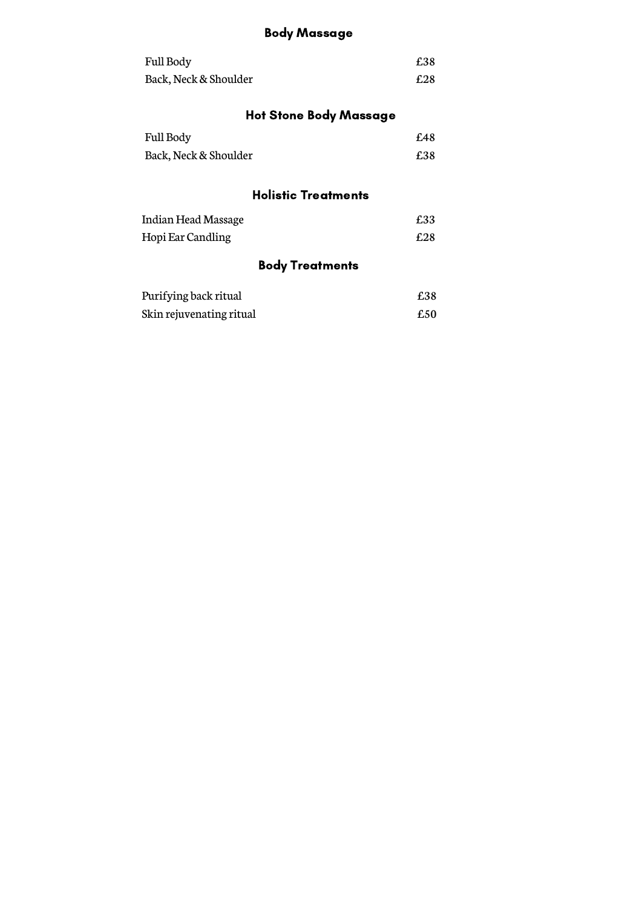## Body Massage

| | |
|---|---|
| Full Body | £38 |
| Back, Neck & Shoulder | £28 |

## Hot Stone Body Massage

| | |
|---|---|
| Full Body | £48 |
| Back, Neck & Shoulder | £38 |

## Holistic Treatments

| | |
|---|---|
| Indian Head Massage | £33 |
| Hopi Ear Candling | £28 |

## Body Treatments

| | |
|---|---|
| Purifying back ritual | £38 |
| Skin rejuvenating ritual | £50 |